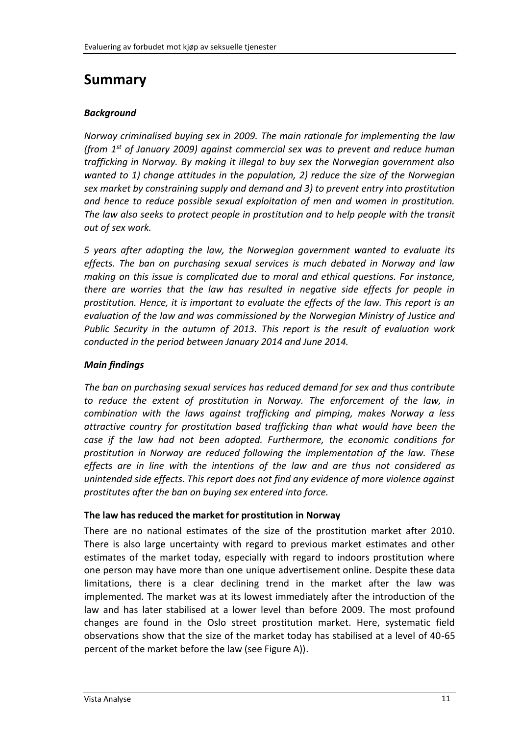# Summary

### *Background*

*Norway criminalised buying sex in 2009. The main rationale for implementing the law (from 1st of January 2009) against commercial sex was to prevent and reduce human trafficking in Norway. By making it illegal to buy sex the Norwegian government also wanted to 1) change attitudes in the population, 2) reduce the size of the Norwegian sex market by constraining supply and demand and 3) to prevent entry into prostitution and hence to reduce possible sexual exploitation of men and women in prostitution. The law also seeks to protect people in prostitution and to help people with the transit out of sex work.*

*5 years after adopting the law, the Norwegian government wanted to evaluate its effects. The ban on purchasing sexual services is much debated in Norway and law making on this issue is complicated due to moral and ethical questions. For instance, there are worries that the law has resulted in negative side effects for people in prostitution. Hence, it is important to evaluate the effects of the law. This report is an evaluation of the law and was commissioned by the Norwegian Ministry of Justice and Public Security in the autumn of 2013. This report is the result of evaluation work conducted in the period between January 2014 and June 2014.*

### *Main findings*

*The ban on purchasing sexual services has reduced demand for sex and thus contribute to reduce the extent of prostitution in Norway. The enforcement of the law, in combination with the laws against trafficking and pimping, makes Norway a less attractive country for prostitution based trafficking than what would have been the case if the law had not been adopted. Furthermore, the economic conditions for prostitution in Norway are reduced following the implementation of the law. These effects are in line with the intentions of the law and are thus not considered as unintended side effects. This report does not find any evidence of more violence against prostitutes after the ban on buying sex entered into force.*

**The law has reduced the market for prostitution in Norway**

There are no national estimates of the size of the prostitution market after 2010. There is also large uncertainty with regard to previous market estimates and other estimates of the market today, especially with regard to indoors prostitution where one person may have more than one unique advertisement online. Despite these data limitations, there is a clear declining trend in the market after the law was implemented. The market was at its lowest immediately after the introduction of the law and has later stabilised at a lower level than before 2009. The most profound changes are found in the Oslo street prostitution market. Here, systematic field observations show that the size of the market today has stabilised at a level of 40-65 percent of the market before the law (see Figure A)).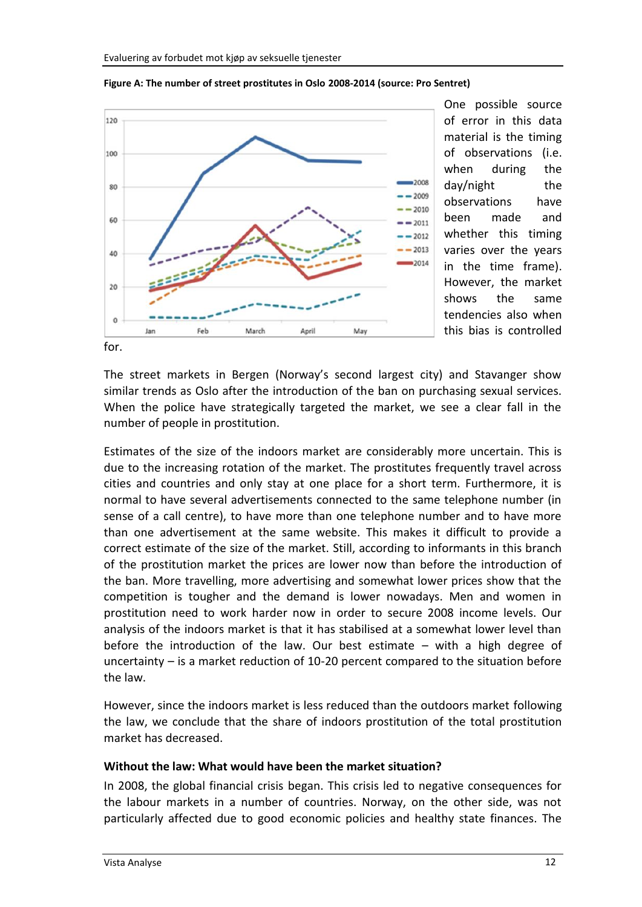**Figure A: The number of street prostitutes in Oslo 2008-2014 (source: Pro Sentret)**

One possible source of error in this data material is the timing of observations (i.e. when during the day/night the observations have been made and whether this timing varies over the years in the time frame). However, the market shows the same tendencies also when this bias is controlled for.

The street markets in Bergen (Norway's second largest city) and Stavanger show similar trends as Oslo after the introduction of the ban on purchasing sexual services. When the police have strategically targeted the market, we see a clear fall in the number of people in prostitution.

Estimates of the size of the indoors market are considerably more uncertain. This is due to the increasing rotation of the market. The prostitutes frequently travel across cities and countries and only stay at one place for a short term. Furthermore, it is normal to have several advertisements connected to the same telephone number (in sense of a call centre), to have more than one telephone number and to have more than one advertisement at the same website. This makes it difficult to provide a correct estimate of the size of the market. Still, according to informants in this branch of the prostitution market the prices are lower now than before the introduction of the ban. More travelling, more advertising and somewhat lower prices show that the competition is tougher and the demand is lower nowadays. Men and women in prostitution need to work harder now in order to secure 2008 income levels. Our analysis of the indoors market is that it has stabilised at a somewhat lower level than before the introduction of the law. Our best estimate – with a high degree of uncertainty – is a market reduction of 10-20 percent compared to the situation before the law.

However, since the indoors market is less reduced than the outdoors market following the law, we conclude that the share of indoors prostitution of the total prostitution market has decreased.

**Without the law: What would have been the market situation?**

In 2008, the global financial crisis began. This crisis led to negative consequences for the labour markets in a number of countries. Norway, on the other side, was not particularly affected due to good economic policies and healthy state finances. The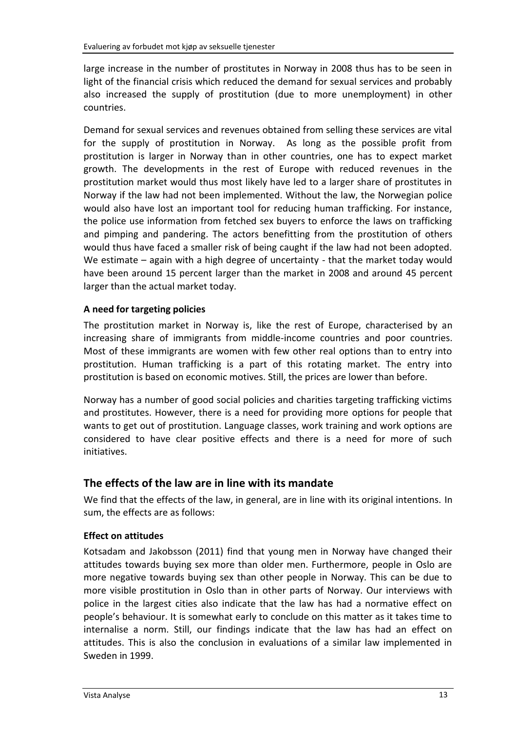large increase in the number of prostitutes in Norway in 2008 thus has to be seen in light of the financial crisis which reduced the demand for sexual services and probably also increased the supply of prostitution (due to more unemployment) in other countries.

Demand for sexual services and revenues obtained from selling these services are vital for the supply of prostitution in Norway. As long as the possible profit from prostitution is larger in Norway than in other countries, one has to expect market growth. The developments in the rest of Europe with reduced revenues in the prostitution market would thus most likely have led to a larger share of prostitutes in Norway if the law had not been implemented. Without the law, the Norwegian police would also have lost an important tool for reducing human trafficking. For instance, the police use information from fetched sex buyers to enforce the laws on trafficking and pimping and pandering. The actors benefitting from the prostitution of others would thus have faced a smaller risk of being caught if the law had not been adopted. We estimate – again with a high degree of uncertainty - that the market today would have been around 15 percent larger than the market in 2008 and around 45 percent larger than the actual market today.

**A need for targeting policies**

The prostitution market in Norway is, like the rest of Europe, characterised by an increasing share of immigrants from middle-income countries and poor countries. Most of these immigrants are women with few other real options than to entry into prostitution. Human trafficking is a part of this rotating market. The entry into prostitution is based on economic motives. Still, the prices are lower than before.

Norway has a number of good social policies and charities targeting trafficking victims and prostitutes. However, there is a need for providing more options for people that wants to get out of prostitution. Language classes, work training and work options are considered to have clear positive effects and there is a need for more of such initiatives.

## The effects of the law are in line with its mandate

We find that the effects of the law, in general, are in line with its original intentions. In sum, the effects are as follows:

**Effect on attitudes**

Kotsadam and Jakobsson (2011) find that young men in Norway have changed their attitudes towards buying sex more than older men. Furthermore, people in Oslo are more negative towards buying sex than other people in Norway. This can be due to more visible prostitution in Oslo than in other parts of Norway. Our interviews with police in the largest cities also indicate that the law has had a normative effect on people's behaviour. It is somewhat early to conclude on this matter as it takes time to internalise a norm. Still, our findings indicate that the law has had an effect on attitudes. This is also the conclusion in evaluations of a similar law implemented in Sweden in 1999.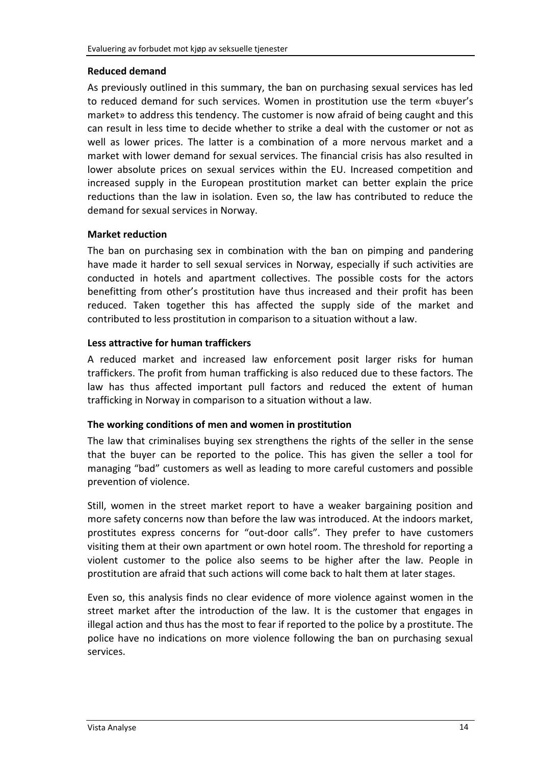**Reduced demand**

As previously outlined in this summary, the ban on purchasing sexual services has led to reduced demand for such services. Women in prostitution use the term «buyer's market» to address this tendency. The customer is now afraid of being caught and this can result in less time to decide whether to strike a deal with the customer or not as well as lower prices. The latter is a combination of a more nervous market and a market with lower demand for sexual services. The financial crisis has also resulted in lower absolute prices on sexual services within the EU. Increased competition and increased supply in the European prostitution market can better explain the price reductions than the law in isolation. Even so, the law has contributed to reduce the demand for sexual services in Norway.

**Market reduction**

The ban on purchasing sex in combination with the ban on pimping and pandering have made it harder to sell sexual services in Norway, especially if such activities are conducted in hotels and apartment collectives. The possible costs for the actors benefitting from other's prostitution have thus increased and their profit has been reduced. Taken together this has affected the supply side of the market and contributed to less prostitution in comparison to a situation without a law.

**Less attractive for human traffickers**

A reduced market and increased law enforcement posit larger risks for human traffickers. The profit from human trafficking is also reduced due to these factors. The law has thus affected important pull factors and reduced the extent of human trafficking in Norway in comparison to a situation without a law.

**The working conditions of men and women in prostitution**

The law that criminalises buying sex strengthens the rights of the seller in the sense that the buyer can be reported to the police. This has given the seller a tool for managing "bad" customers as well as leading to more careful customers and possible prevention of violence.

Still, women in the street market report to have a weaker bargaining position and more safety concerns now than before the law was introduced. At the indoors market, prostitutes express concerns for "out-door calls". They prefer to have customers visiting them at their own apartment or own hotel room. The threshold for reporting a violent customer to the police also seems to be higher after the law. People in prostitution are afraid that such actions will come back to halt them at later stages.

Even so, this analysis finds no clear evidence of more violence against women in the street market after the introduction of the law. It is the customer that engages in illegal action and thus has the most to fear if reported to the police by a prostitute. The police have no indications on more violence following the ban on purchasing sexual services.